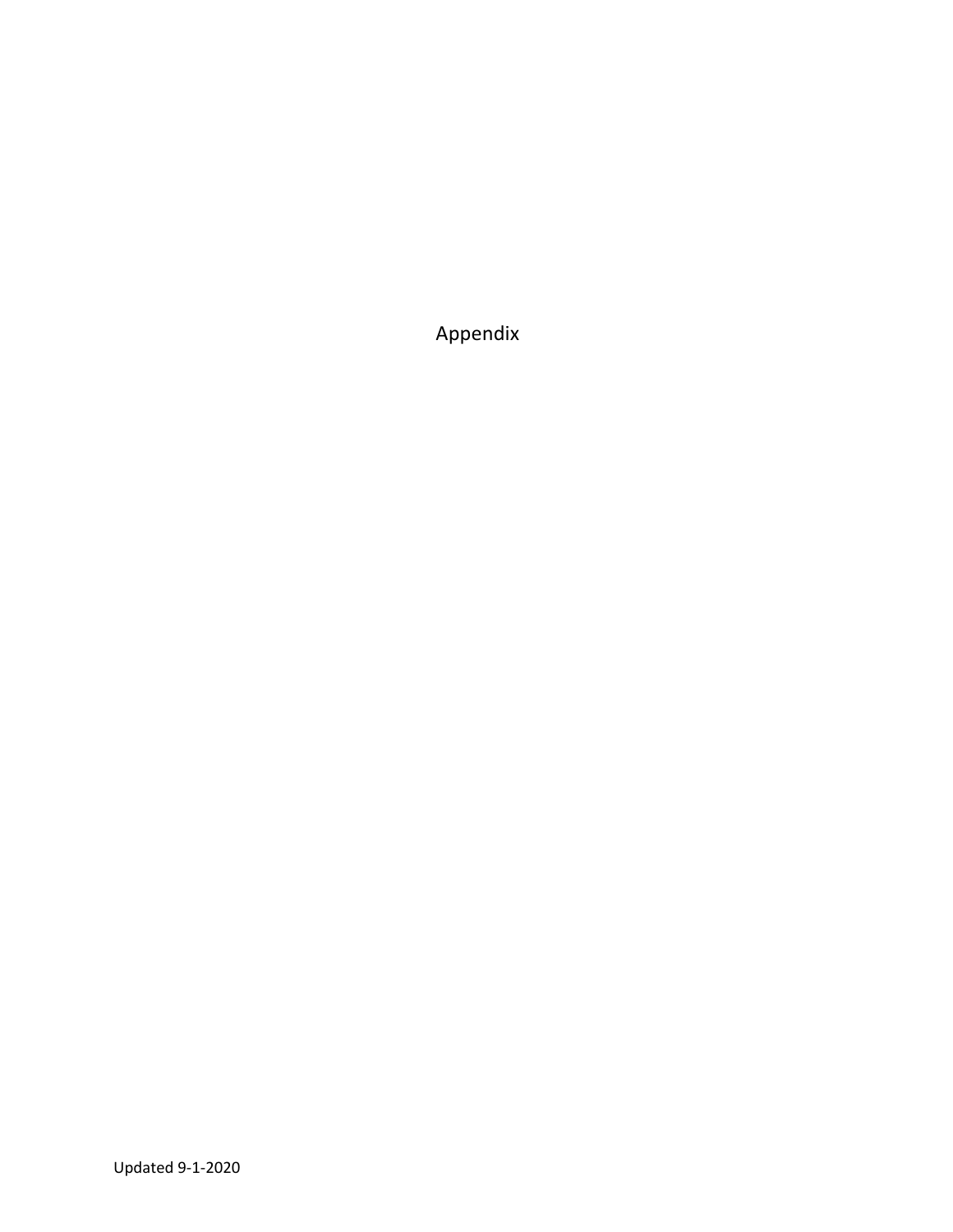# Appendix

Updated 9-1-2020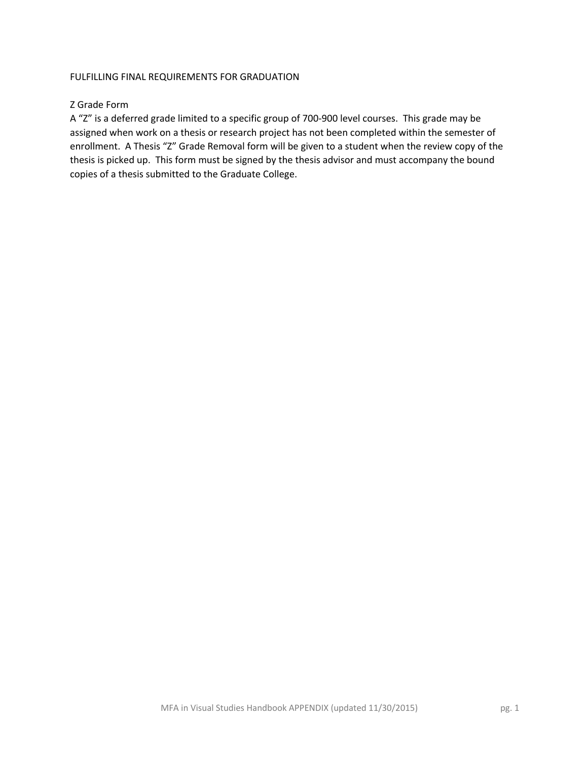# FULFILLING FINAL REQUIREMENTS FOR GRADUATION

## Z Grade Form

A "Z" is a deferred grade limited to a specific group of 700-900 level courses. This grade may be assigned when work on a thesis or research project has not been completed within the semester of enrollment. A Thesis "Z" Grade Removal form will be given to a student when the review copy of the thesis is picked up. This form must be signed by the thesis advisor and must accompany the bound copies of a thesis submitted to the Graduate College.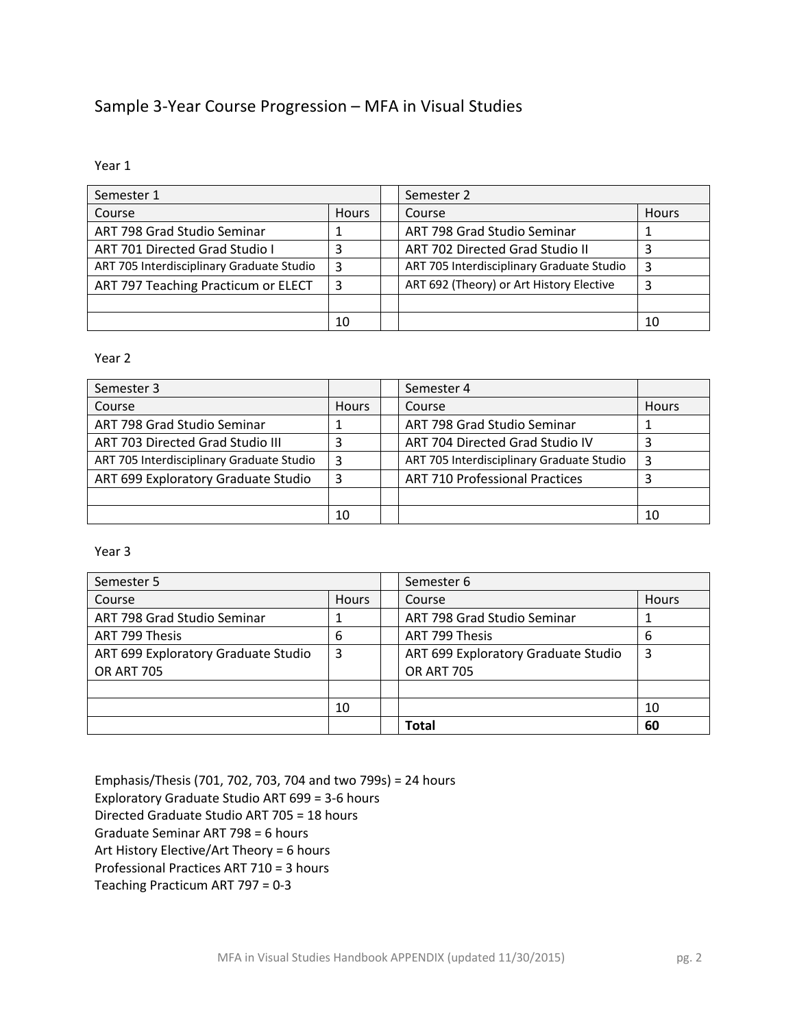## Sample 3-Year Course Progression – MFA in Visual Studies

Year 1

| Semester 1 | | | Semester 2 | |
|---|---|---|---|---|
| Course | Hours | | Course | Hours |
| ART 798 Grad Studio Seminar | 1 | | ART 798 Grad Studio Seminar | 1 |
| ART 701 Directed Grad Studio I | 3 | | ART 702 Directed Grad Studio II | 3 |
| ART 705 Interdisciplinary Graduate Studio | 3 | | ART 705 Interdisciplinary Graduate Studio | 3 |
| ART 797 Teaching Practicum or ELECT | 3 | | ART 692 (Theory) or Art History Elective | 3 |
| | | | | |
| | 10 | | | 10 |

Year 2

| Semester 3 | | | Semester 4 | |
|---|---|---|---|---|
| Course | Hours | | Course | Hours |
| ART 798 Grad Studio Seminar | 1 | | ART 798 Grad Studio Seminar | 1 |
| ART 703 Directed Grad Studio III | 3 | | ART 704 Directed Grad Studio IV | 3 |
| ART 705 Interdisciplinary Graduate Studio | 3 | | ART 705 Interdisciplinary Graduate Studio | 3 |
| ART 699 Exploratory Graduate Studio | 3 | | ART 710 Professional Practices | 3 |
| | | | | |
| | 10 | | | 10 |

Year 3

| Semester 5 | | | Semester 6 | |
|---|---|---|---|---|
| Course | Hours | | Course | Hours |
| ART 798 Grad Studio Seminar | 1 | | ART 798 Grad Studio Seminar | 1 |
| ART 799 Thesis | 6 | | ART 799 Thesis | 6 |
| ART 699 Exploratory Graduate Studio OR ART 705 | 3 | | ART 699 Exploratory Graduate Studio OR ART 705 | 3 |
| | | | | |
| | 10 | | | 10 |
| | | | **Total** | **60** |

Emphasis/Thesis (701, 702, 703, 704 and two 799s) = 24 hours
Exploratory Graduate Studio ART 699 = 3-6 hours
Directed Graduate Studio ART 705 = 18 hours
Graduate Seminar ART 798 = 6 hours
Art History Elective/Art Theory = 6 hours
Professional Practices ART 710 = 3 hours
Teaching Practicum ART 797 = 0-3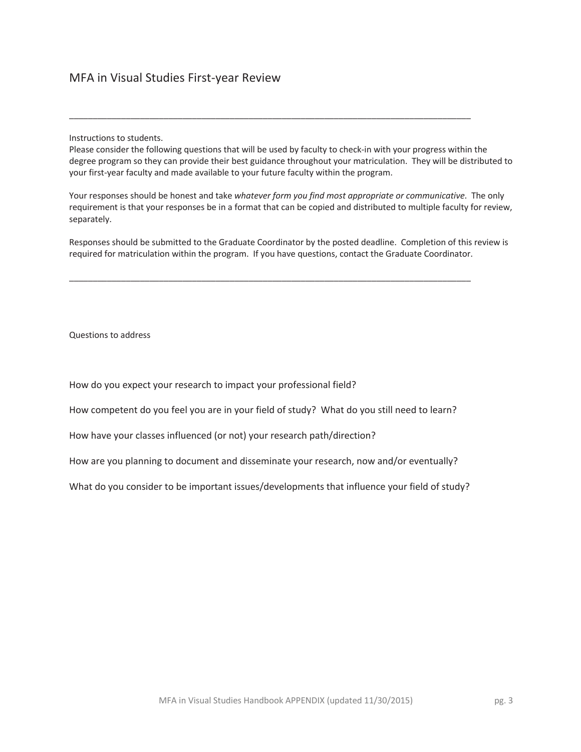# MFA in Visual Studies First-year Review

---

Instructions to students.
Please consider the following questions that will be used by faculty to check-in with your progress within the degree program so they can provide their best guidance throughout your matriculation. They will be distributed to your first-year faculty and made available to your future faculty within the program.

Your responses should be honest and take *whatever form you find most appropriate or communicative*. The only requirement is that your responses be in a format that can be copied and distributed to multiple faculty for review, separately.

Responses should be submitted to the Graduate Coordinator by the posted deadline. Completion of this review is required for matriculation within the program. If you have questions, contact the Graduate Coordinator.

---

Questions to address

How do you expect your research to impact your professional field?

How competent do you feel you are in your field of study? What do you still need to learn?

How have your classes influenced (or not) your research path/direction?

How are you planning to document and disseminate your research, now and/or eventually?

What do you consider to be important issues/developments that influence your field of study?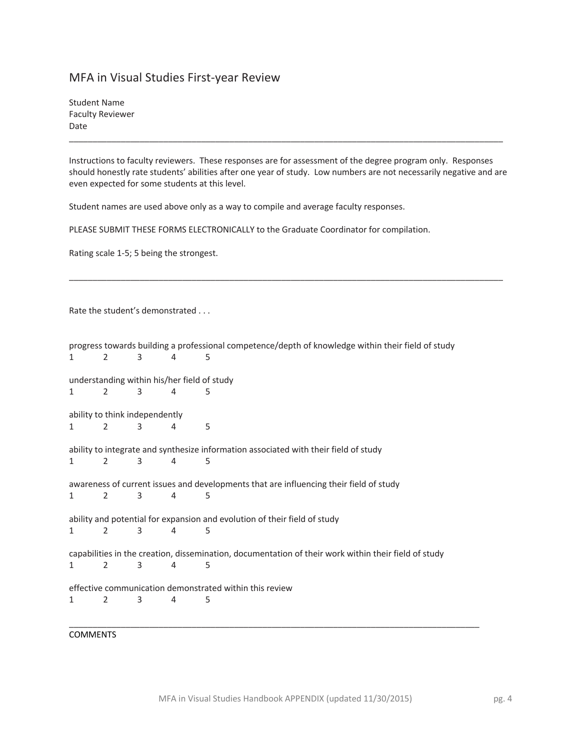# MFA in Visual Studies First-year Review

Student Name
Faculty Reviewer
Date

---

Instructions to faculty reviewers. These responses are for assessment of the degree program only. Responses should honestly rate students' abilities after one year of study. Low numbers are not necessarily negative and are even expected for some students at this level.

Student names are used above only as a way to compile and average faculty responses.

PLEASE SUBMIT THESE FORMS ELECTRONICALLY to the Graduate Coordinator for compilation.

Rating scale 1-5; 5 being the strongest.

---

Rate the student's demonstrated . . .

progress towards building a professional competence/depth of knowledge within their field of study
1 2 3 4 5

understanding within his/her field of study
1 2 3 4 5

ability to think independently
1 2 3 4 5

ability to integrate and synthesize information associated with their field of study
1 2 3 4 5

awareness of current issues and developments that are influencing their field of study
1 2 3 4 5

ability and potential for expansion and evolution of their field of study
1 2 3 4 5

capabilities in the creation, dissemination, documentation of their work within their field of study
1 2 3 4 5

effective communication demonstrated within this review
1 2 3 4 5

---

COMMENTS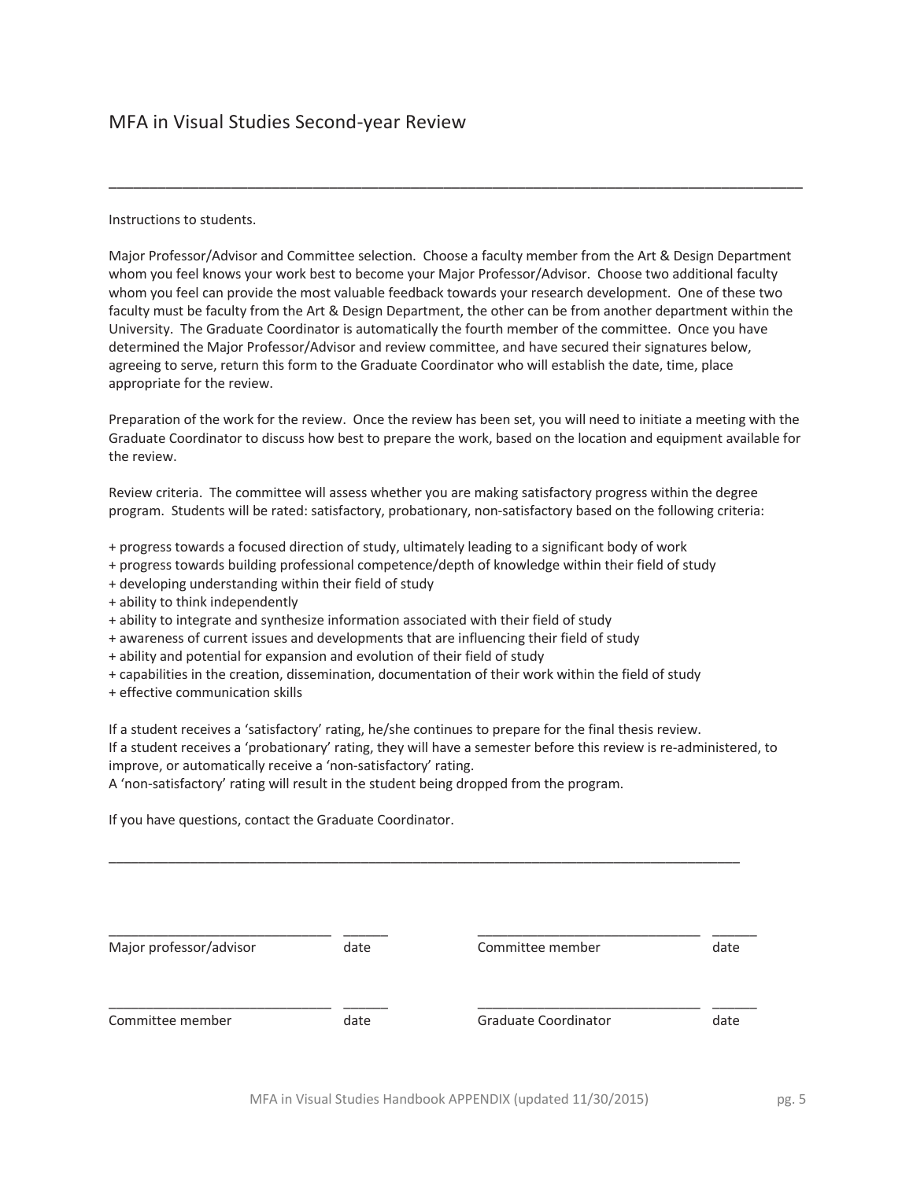# MFA in Visual Studies Second-year Review

---

Instructions to students.

Major Professor/Advisor and Committee selection. Choose a faculty member from the Art & Design Department whom you feel knows your work best to become your Major Professor/Advisor. Choose two additional faculty whom you feel can provide the most valuable feedback towards your research development. One of these two faculty must be faculty from the Art & Design Department, the other can be from another department within the University. The Graduate Coordinator is automatically the fourth member of the committee. Once you have determined the Major Professor/Advisor and review committee, and have secured their signatures below, agreeing to serve, return this form to the Graduate Coordinator who will establish the date, time, place appropriate for the review.

Preparation of the work for the review. Once the review has been set, you will need to initiate a meeting with the Graduate Coordinator to discuss how best to prepare the work, based on the location and equipment available for the review.

Review criteria. The committee will assess whether you are making satisfactory progress within the degree program. Students will be rated: satisfactory, probationary, non-satisfactory based on the following criteria:

+ progress towards a focused direction of study, ultimately leading to a significant body of work
+ progress towards building professional competence/depth of knowledge within their field of study
+ developing understanding within their field of study
+ ability to think independently
+ ability to integrate and synthesize information associated with their field of study
+ awareness of current issues and developments that are influencing their field of study
+ ability and potential for expansion and evolution of their field of study
+ capabilities in the creation, dissemination, documentation of their work within the field of study
+ effective communication skills

If a student receives a 'satisfactory' rating, he/she continues to prepare for the final thesis review.
If a student receives a 'probationary' rating, they will have a semester before this review is re-administered, to improve, or automatically receive a 'non-satisfactory' rating.
A 'non-satisfactory' rating will result in the student being dropped from the program.

If you have questions, contact the Graduate Coordinator.

---

| | | | |
|---|---|---|---|
| ______________________________ | ______ | ______________________________ | ______ |
| Major professor/advisor | date | Committee member | date |
| ______________________________ | ______ | ______________________________ | ______ |
| Committee member | date | Graduate Coordinator | date |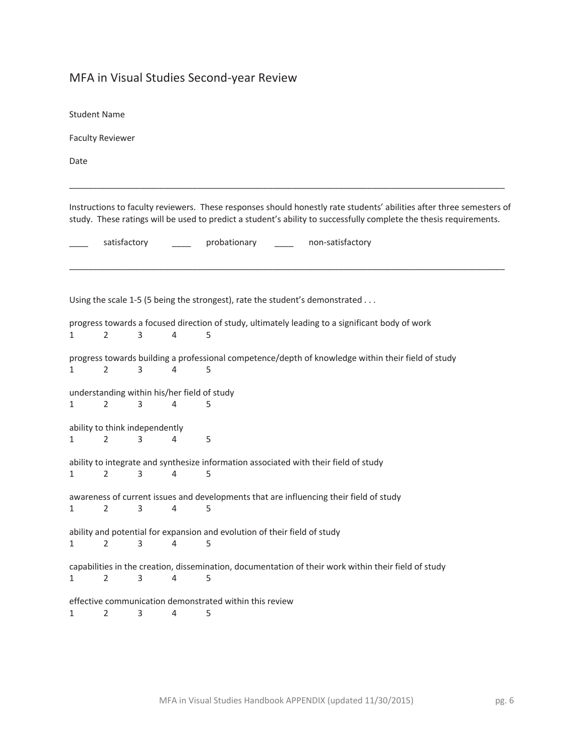# MFA in Visual Studies Second-year Review

Student Name

Faculty Reviewer

Date

---

Instructions to faculty reviewers. These responses should honestly rate students' abilities after three semesters of study. These ratings will be used to predict a student's ability to successfully complete the thesis requirements.

____ satisfactory ____ probationary ____ non-satisfactory

---

Using the scale 1-5 (5 being the strongest), rate the student's demonstrated . . .

progress towards a focused direction of study, ultimately leading to a significant body of work
1 2 3 4 5

progress towards building a professional competence/depth of knowledge within their field of study
1 2 3 4 5

understanding within his/her field of study
1 2 3 4 5

ability to think independently
1 2 3 4 5

ability to integrate and synthesize information associated with their field of study
1 2 3 4 5

awareness of current issues and developments that are influencing their field of study
1 2 3 4 5

ability and potential for expansion and evolution of their field of study
1 2 3 4 5

capabilities in the creation, dissemination, documentation of their work within their field of study
1 2 3 4 5

effective communication demonstrated within this review
1 2 3 4 5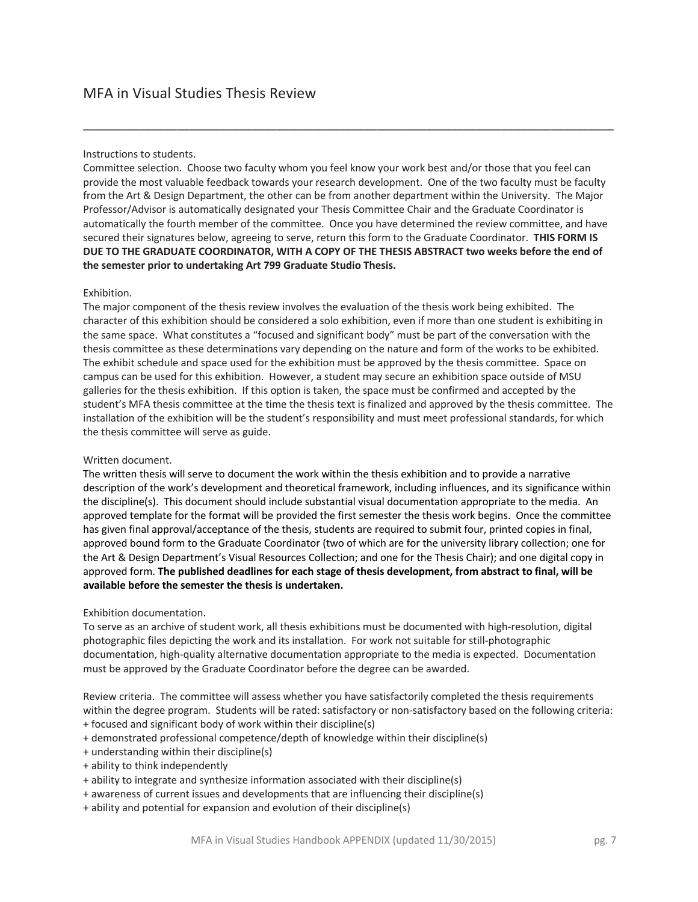# MFA in Visual Studies Thesis Review

---

Instructions to students.

Committee selection. Choose two faculty whom you feel know your work best and/or those that you feel can provide the most valuable feedback towards your research development. One of the two faculty must be faculty from the Art & Design Department, the other can be from another department within the University. The Major Professor/Advisor is automatically designated your Thesis Committee Chair and the Graduate Coordinator is automatically the fourth member of the committee. Once you have determined the review committee, and have secured their signatures below, agreeing to serve, return this form to the Graduate Coordinator. **THIS FORM IS DUE TO THE GRADUATE COORDINATOR, WITH A COPY OF THE THESIS ABSTRACT two weeks before the end of the semester prior to undertaking Art 799 Graduate Studio Thesis.**

Exhibition.

The major component of the thesis review involves the evaluation of the thesis work being exhibited. The character of this exhibition should be considered a solo exhibition, even if more than one student is exhibiting in the same space. What constitutes a "focused and significant body" must be part of the conversation with the thesis committee as these determinations vary depending on the nature and form of the works to be exhibited. The exhibit schedule and space used for the exhibition must be approved by the thesis committee. Space on campus can be used for this exhibition. However, a student may secure an exhibition space outside of MSU galleries for the thesis exhibition. If this option is taken, the space must be confirmed and accepted by the student's MFA thesis committee at the time the thesis text is finalized and approved by the thesis committee. The installation of the exhibition will be the student's responsibility and must meet professional standards, for which the thesis committee will serve as guide.

Written document.

The written thesis will serve to document the work within the thesis exhibition and to provide a narrative description of the work's development and theoretical framework, including influences, and its significance within the discipline(s). This document should include substantial visual documentation appropriate to the media. An approved template for the format will be provided the first semester the thesis work begins. Once the committee has given final approval/acceptance of the thesis, students are required to submit four, printed copies in final, approved bound form to the Graduate Coordinator (two of which are for the university library collection; one for the Art & Design Department's Visual Resources Collection; and one for the Thesis Chair); and one digital copy in approved form. **The published deadlines for each stage of thesis development, from abstract to final, will be available before the semester the thesis is undertaken.**

Exhibition documentation.

To serve as an archive of student work, all thesis exhibitions must be documented with high-resolution, digital photographic files depicting the work and its installation. For work not suitable for still-photographic documentation, high-quality alternative documentation appropriate to the media is expected. Documentation must be approved by the Graduate Coordinator before the degree can be awarded.

Review criteria. The committee will assess whether you have satisfactorily completed the thesis requirements within the degree program. Students will be rated: satisfactory or non-satisfactory based on the following criteria:

+ focused and significant body of work within their discipline(s)
+ demonstrated professional competence/depth of knowledge within their discipline(s)
+ understanding within their discipline(s)
+ ability to think independently
+ ability to integrate and synthesize information associated with their discipline(s)
+ awareness of current issues and developments that are influencing their discipline(s)
+ ability and potential for expansion and evolution of their discipline(s)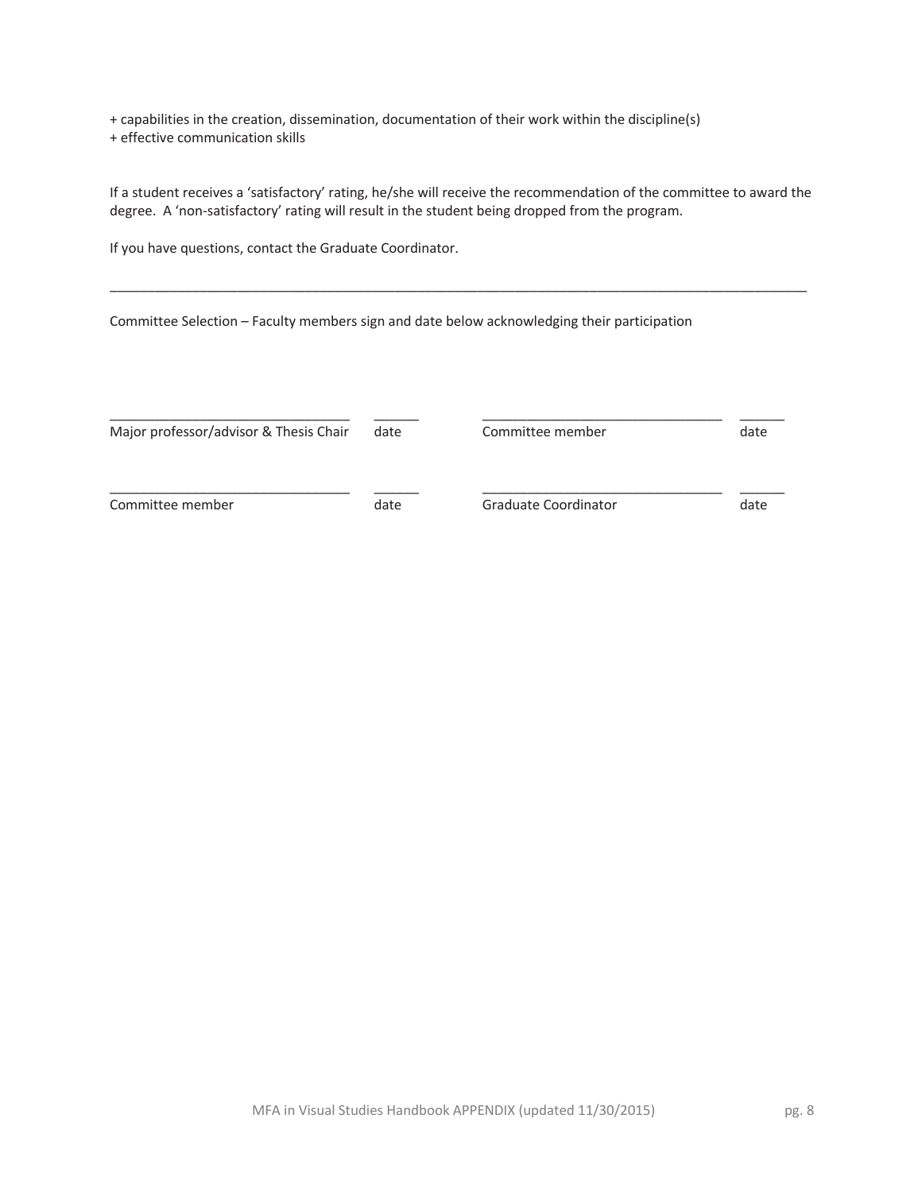+ capabilities in the creation, dissemination, documentation of their work within the discipline(s)
+ effective communication skills

If a student receives a 'satisfactory' rating, he/she will receive the recommendation of the committee to award the degree. A 'non-satisfactory' rating will result in the student being dropped from the program.

If you have questions, contact the Graduate Coordinator.

---

Committee Selection – Faculty members sign and date below acknowledging their participation

| | | | |
|---|---|---|---|
| ________________________________ | ______ | ________________________________ | ______ |
| Major professor/advisor & Thesis Chair | date | Committee member | date |
| ________________________________ | ______ | ________________________________ | ______ |
| Committee member | date | Graduate Coordinator | date |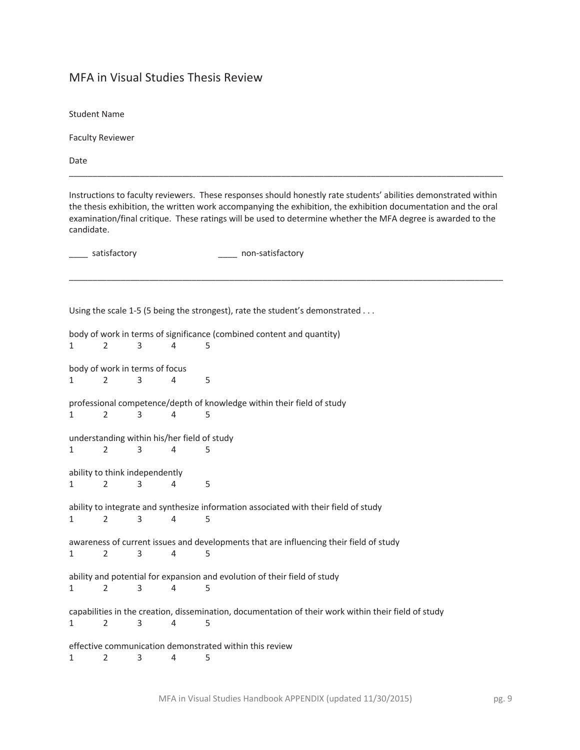# MFA in Visual Studies Thesis Review

Student Name

Faculty Reviewer

Date

---

Instructions to faculty reviewers. These responses should honestly rate students' abilities demonstrated within the thesis exhibition, the written work accompanying the exhibition, the exhibition documentation and the oral examination/final critique. These ratings will be used to determine whether the MFA degree is awarded to the candidate.

____ satisfactory ____ non-satisfactory

---

Using the scale 1-5 (5 being the strongest), rate the student's demonstrated . . .

body of work in terms of significance (combined content and quantity)

1 2 3 4 5

body of work in terms of focus

1 2 3 4 5

professional competence/depth of knowledge within their field of study

1 2 3 4 5

understanding within his/her field of study

1 2 3 4 5

ability to think independently

1 2 3 4 5

ability to integrate and synthesize information associated with their field of study

1 2 3 4 5

awareness of current issues and developments that are influencing their field of study

1 2 3 4 5

ability and potential for expansion and evolution of their field of study

1 2 3 4 5

capabilities in the creation, dissemination, documentation of their work within their field of study

1 2 3 4 5

effective communication demonstrated within this review

1 2 3 4 5